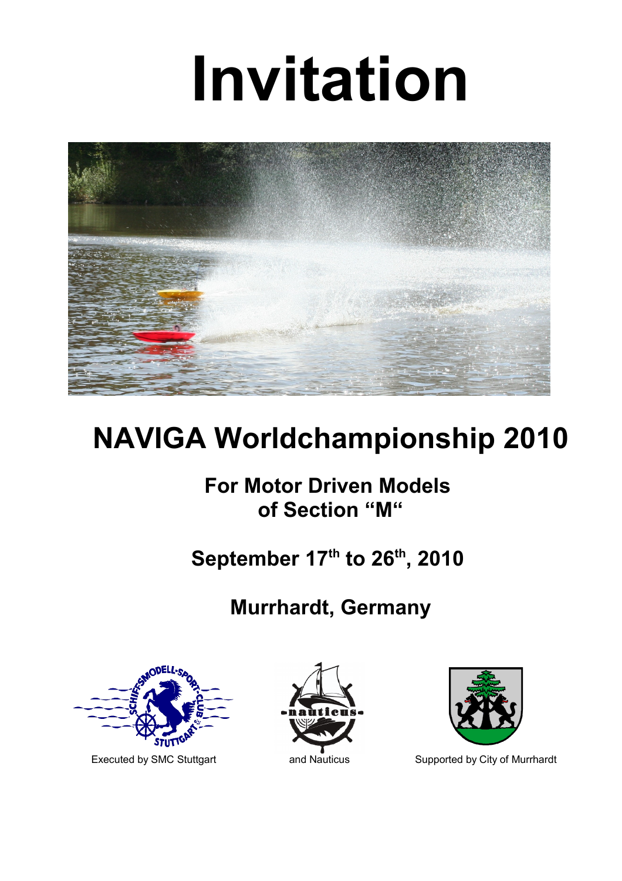# Invitation

## NAVIGA Worldchampionship 2010

### For Motor Driven Models of Section "M"

### September 17th to 26th, 2010

### Murrhardt, Germany

Executed by SMC Stuttgart

and Nauticus

Supported by City of Murrhardt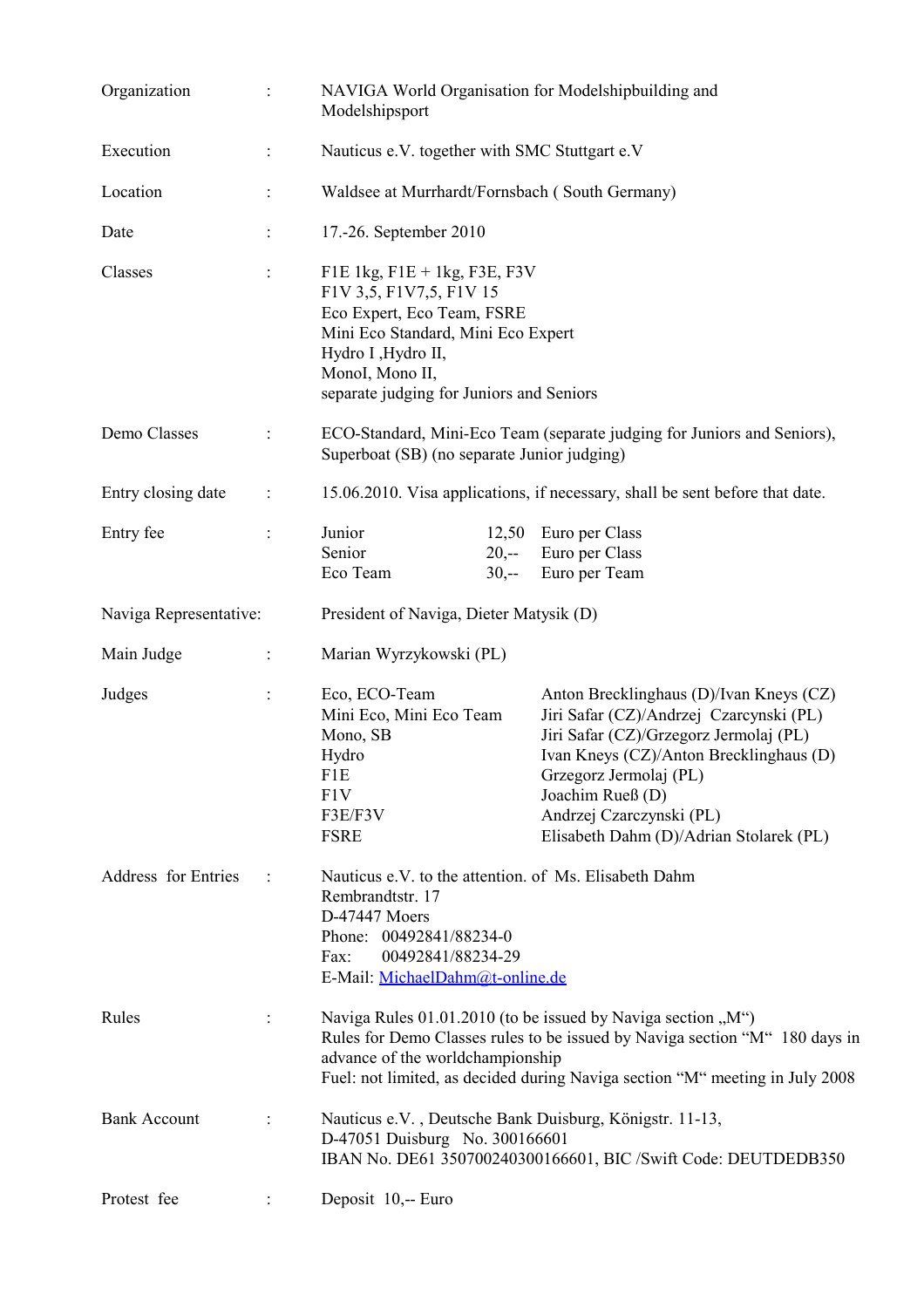| | | |
|---|---|---|
| Organization | : | NAVIGA World Organisation for Modelshipbuilding and Modelshipsport |
| Execution | : | Nauticus e.V. together with SMC Stuttgart e.V |
| Location | : | Waldsee at Murrhardt/Fornsbach ( South Germany) |
| Date | : | 17.-26. September 2010 |
| Classes | : | F1E 1kg, F1E + 1kg, F3E, F3V<br>F1V 3,5, F1V7,5, F1V 15<br>Eco Expert, Eco Team, FSRE<br>Mini Eco Standard, Mini Eco Expert<br>Hydro I ,Hydro II,<br>MonoI, Mono II,<br>separate judging for Juniors and Seniors |
| Demo Classes | : | ECO-Standard, Mini-Eco Team (separate judging for Juniors and Seniors), Superboat (SB) (no separate Junior judging) |
| Entry closing date | : | 15.06.2010. Visa applications, if necessary, shall be sent before that date. |

Entry fee :

| | | |
|---|---|---|
| Junior | 12,50 | Euro per Class |
| Senior | 20,-- | Euro per Class |
| Eco Team | 30,-- | Euro per Team |

Naviga Representative: President of Naviga, Dieter Matysik (D)

Main Judge : Marian Wyrzykowski (PL)

Judges :

| | |
|---|---|
| Eco, ECO-Team | Anton Brecklinghaus (D)/Ivan Kneys (CZ) |
| Mini Eco, Mini Eco Team | Jiri Safar (CZ)/Andrzej Czarcynski (PL) |
| Mono, SB | Jiri Safar (CZ)/Grzegorz Jermolaj (PL) |
| Hydro | Ivan Kneys (CZ)/Anton Brecklinghaus (D) |
| F1E | Grzegorz Jermolaj (PL) |
| F1V | Joachim Rueß (D) |
| F3E/F3V | Andrzej Czarczynski (PL) |
| FSRE | Elisabeth Dahm (D)/Adrian Stolarek (PL) |

Address for Entries :

Nauticus e.V. to the attention. of Ms. Elisabeth Dahm
Rembrandtstr. 17
D-47447 Moers
Phone: 00492841/88234-0
Fax: 00492841/88234-29
E-Mail: MichaelDahm@t-online.de

Rules :

Naviga Rules 01.01.2010 (to be issued by Naviga section „M")
Rules for Demo Classes rules to be issued by Naviga section "M" 180 days in advance of the worldchampionship
Fuel: not limited, as decided during Naviga section "M" meeting in July 2008

Bank Account :

Nauticus e.V. , Deutsche Bank Duisburg, Königstr. 11-13,
D-47051 Duisburg No. 300166601
IBAN No. DE61 350700240300166601, BIC /Swift Code: DEUTDEDB350

Protest fee : Deposit 10,-- Euro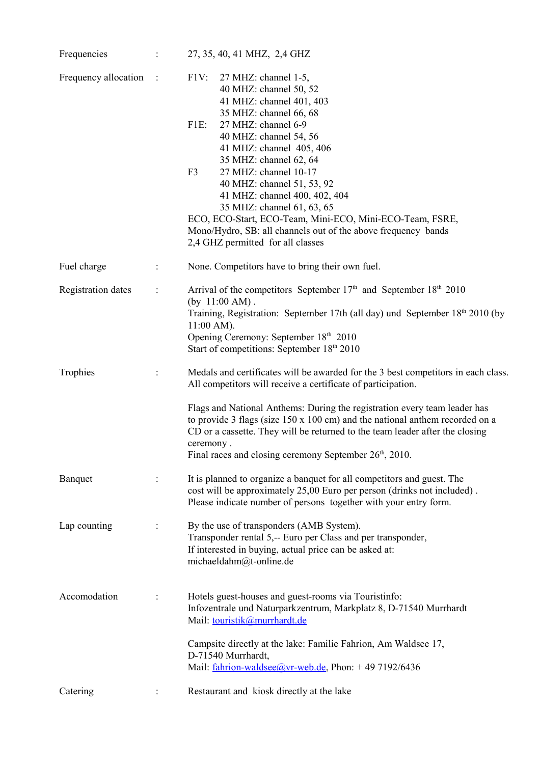| | | |
|---|---|---|
| Frequencies | : | 27, 35, 40, 41 MHZ, 2,4 GHZ |
| Frequency allocation | : | F1V: 27 MHZ: channel 1-5,<br>40 MHZ: channel 50, 52<br>41 MHZ: channel 401, 403<br>35 MHZ: channel 66, 68<br>F1E: 27 MHZ: channel 6-9<br>40 MHZ: channel 54, 56<br>41 MHZ: channel 405, 406<br>35 MHZ: channel 62, 64<br>F3 27 MHZ: channel 10-17<br>40 MHZ: channel 51, 53, 92<br>41 MHZ: channel 400, 402, 404<br>35 MHZ: channel 61, 63, 65<br>ECO, ECO-Start, ECO-Team, Mini-ECO, Mini-ECO-Team, FSRE, Mono/Hydro, SB: all channels out of the above frequency bands<br>2,4 GHZ permitted for all classes |
| Fuel charge | : | None. Competitors have to bring their own fuel. |
| Registration dates | : | Arrival of the competitors September 17th and September 18th 2010 (by 11:00 AM) .<br>Training, Registration: September 17th (all day) und September 18th 2010 (by 11:00 AM).<br>Opening Ceremony: September 18th 2010<br>Start of competitions: September 18th 2010 |
| Trophies | : | Medals and certificates will be awarded for the 3 best competitors in each class. All competitors will receive a certificate of participation.<br><br>Flags and National Anthems: During the registration every team leader has to provide 3 flags (size 150 x 100 cm) and the national anthem recorded on a CD or a cassette. They will be returned to the team leader after the closing ceremony .<br>Final races and closing ceremony September 26th, 2010. |
| Banquet | : | It is planned to organize a banquet for all competitors and guest. The cost will be approximately 25,00 Euro per person (drinks not included) .<br>Please indicate number of persons together with your entry form. |
| Lap counting | : | By the use of transponders (AMB System).<br>Transponder rental 5,-- Euro per Class and per transponder,<br>If interested in buying, actual price can be asked at:<br>michaeldahm@t-online.de |
| Accomodation | : | Hotels guest-houses and guest-rooms via Touristinfo:<br>Infozentrale und Naturparkzentrum, Markplatz 8, D-71540 Murrhardt<br>Mail: touristik@murrhardt.de<br><br>Campsite directly at the lake: Familie Fahrion, Am Waldsee 17, D-71540 Murrhardt,<br>Mail: fahrion-waldsee@vr-web.de, Phon: + 49 7192/6436 |
| Catering | : | Restaurant and kiosk directly at the lake |